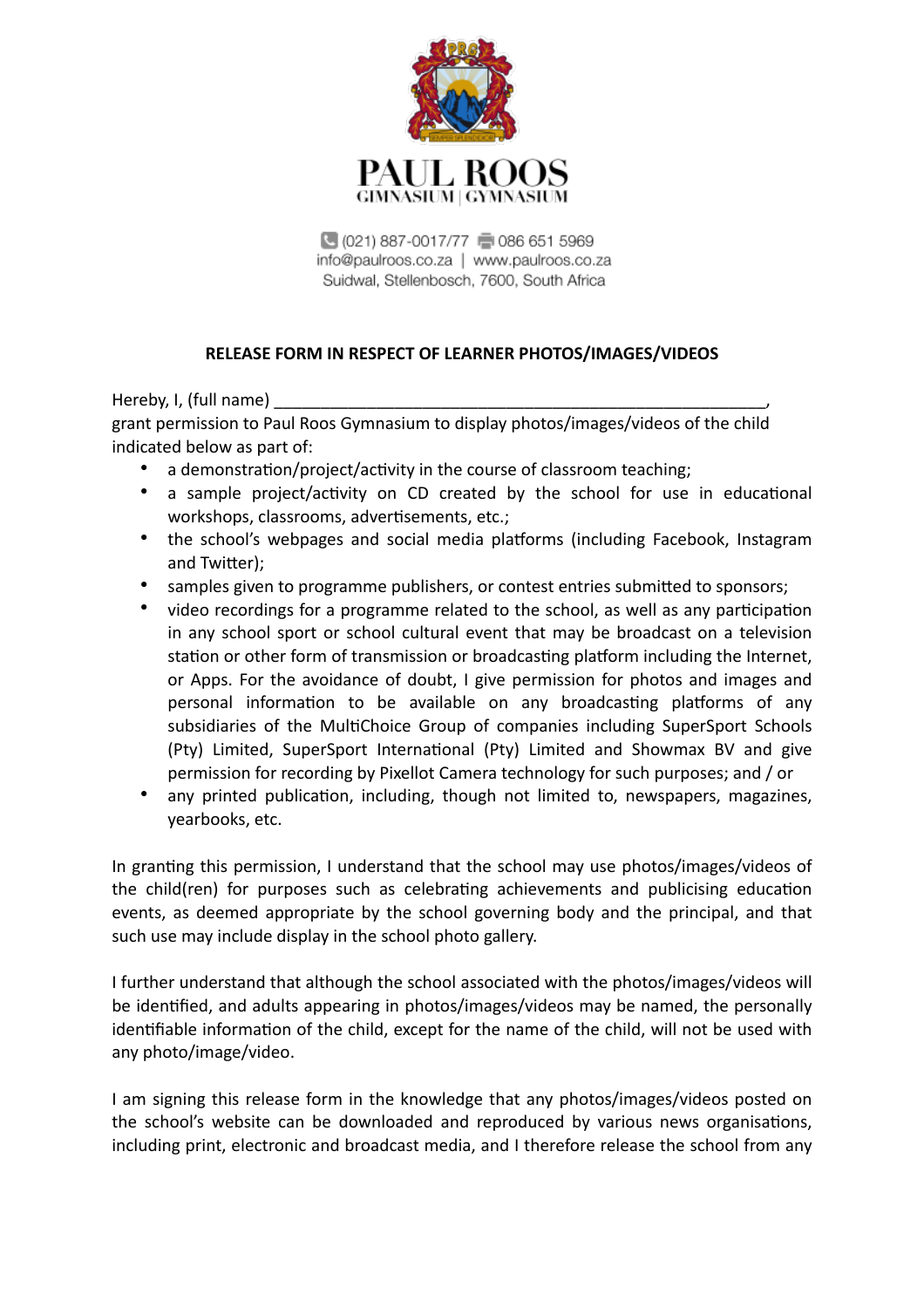PAUL ROOS
GIMNASIUM | GYMNASIUM

(021) 887-0017/77 086 651 5969
info@paulroos.co.za | www.paulroos.co.za
Suidwal, Stellenbosch, 7600, South Africa

**RELEASE FORM IN RESPECT OF LEARNER PHOTOS/IMAGES/VIDEOS**

Hereby, I, (full name) ________________________________________________________,
grant permission to Paul Roos Gymnasium to display photos/images/videos of the child indicated below as part of:

- a demonstration/project/activity in the course of classroom teaching;
- a sample project/activity on CD created by the school for use in educational workshops, classrooms, advertisements, etc.;
- the school's webpages and social media platforms (including Facebook, Instagram and Twitter);
- samples given to programme publishers, or contest entries submitted to sponsors;
- video recordings for a programme related to the school, as well as any participation in any school sport or school cultural event that may be broadcast on a television station or other form of transmission or broadcasting platform including the Internet, or Apps. For the avoidance of doubt, I give permission for photos and images and personal information to be available on any broadcasting platforms of any subsidiaries of the MultiChoice Group of companies including SuperSport Schools (Pty) Limited, SuperSport International (Pty) Limited and Showmax BV and give permission for recording by Pixellot Camera technology for such purposes; and / or
- any printed publication, including, though not limited to, newspapers, magazines, yearbooks, etc.

In granting this permission, I understand that the school may use photos/images/videos of the child(ren) for purposes such as celebrating achievements and publicising education events, as deemed appropriate by the school governing body and the principal, and that such use may include display in the school photo gallery.

I further understand that although the school associated with the photos/images/videos will be identified, and adults appearing in photos/images/videos may be named, the personally identifiable information of the child, except for the name of the child, will not be used with any photo/image/video.

I am signing this release form in the knowledge that any photos/images/videos posted on the school's website can be downloaded and reproduced by various news organisations, including print, electronic and broadcast media, and I therefore release the school from any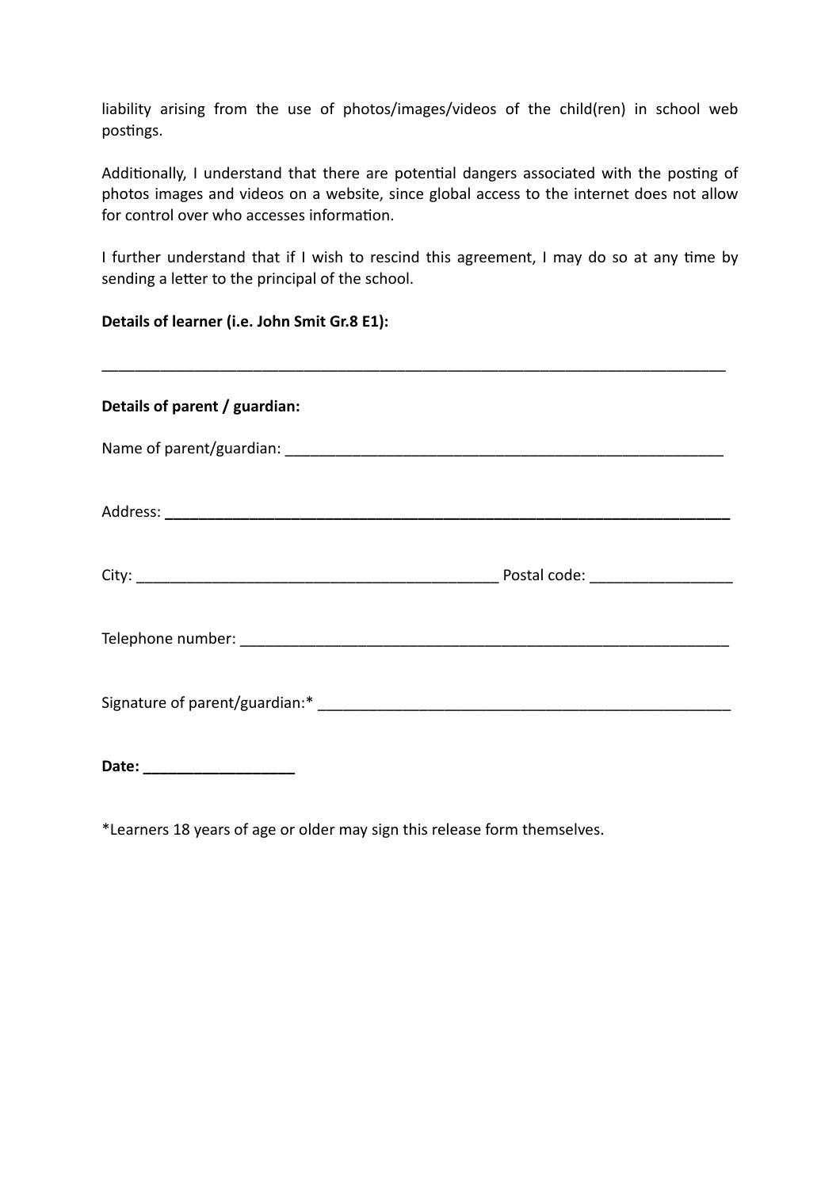liability arising from the use of photos/images/videos of the child(ren) in school web postings.

Additionally, I understand that there are potential dangers associated with the posting of photos images and videos on a website, since global access to the internet does not allow for control over who accesses information.

I further understand that if I wish to rescind this agreement, I may do so at any time by sending a letter to the principal of the school.

**Details of learner (i.e. John Smit Gr.8 E1):**

______________________________________________________________________________

**Details of parent / guardian:**

Name of parent/guardian: ______________________________________________________

Address: ________________________________________________________________

City: ___________________________________________ Postal code: _________________

Telephone number: ___________________________________________________________

Signature of parent/guardian:* _________________________________________________

**Date: __________________**

*Learners 18 years of age or older may sign this release form themselves.